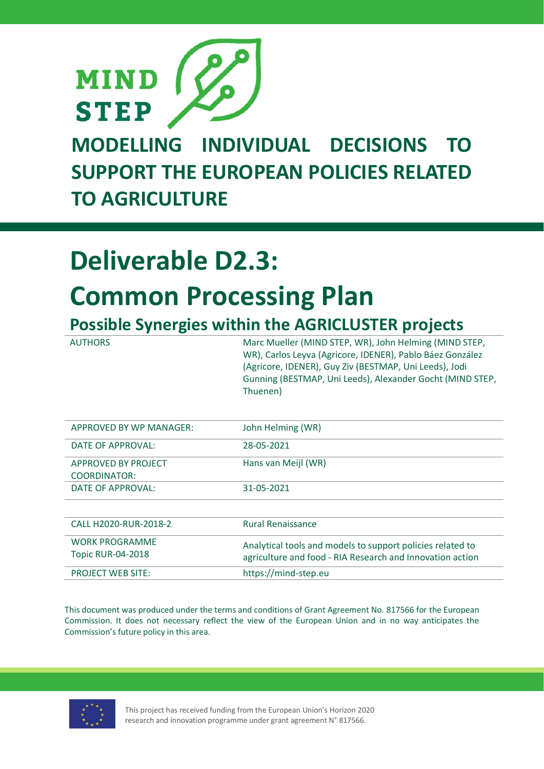MIND STEP

# MODELLING INDIVIDUAL DECISIONS TO SUPPORT THE EUROPEAN POLICIES RELATED TO AGRICULTURE

# Deliverable D2.3: Common Processing Plan

## Possible Synergies within the AGRICLUSTER projects

| AUTHORS | Marc Mueller (MIND STEP, WR), John Helming (MIND STEP, WR), Carlos Leyva (Agricore, IDENER), Pablo Báez González (Agricore, IDENER), Guy Ziv (BESTMAP, Uni Leeds), Jodi Gunning (BESTMAP, Uni Leeds), Alexander Gocht (MIND STEP, Thuenen) |
|---|---|

| APPROVED BY WP MANAGER: | John Helming (WR) |
|---|---|
| DATE OF APPROVAL: | 28-05-2021 |
| APPROVED BY PROJECT COORDINATOR: | Hans van Meijl (WR) |
| DATE OF APPROVAL: | 31-05-2021 |

| CALL H2020-RUR-2018-2 | Rural Renaissance |
|---|---|
| WORK PROGRAMME Topic RUR-04-2018 | Analytical tools and models to support policies related to agriculture and food - RIA Research and Innovation action |
| PROJECT WEB SITE: | https://mind-step.eu |

This document was produced under the terms and conditions of Grant Agreement No. 817566 for the European Commission. It does not necessary reflect the view of the European Union and in no way anticipates the Commission's future policy in this area.

This project has received funding from the European Union's Horizon 2020 research and innovation programme under grant agreement N° 817566.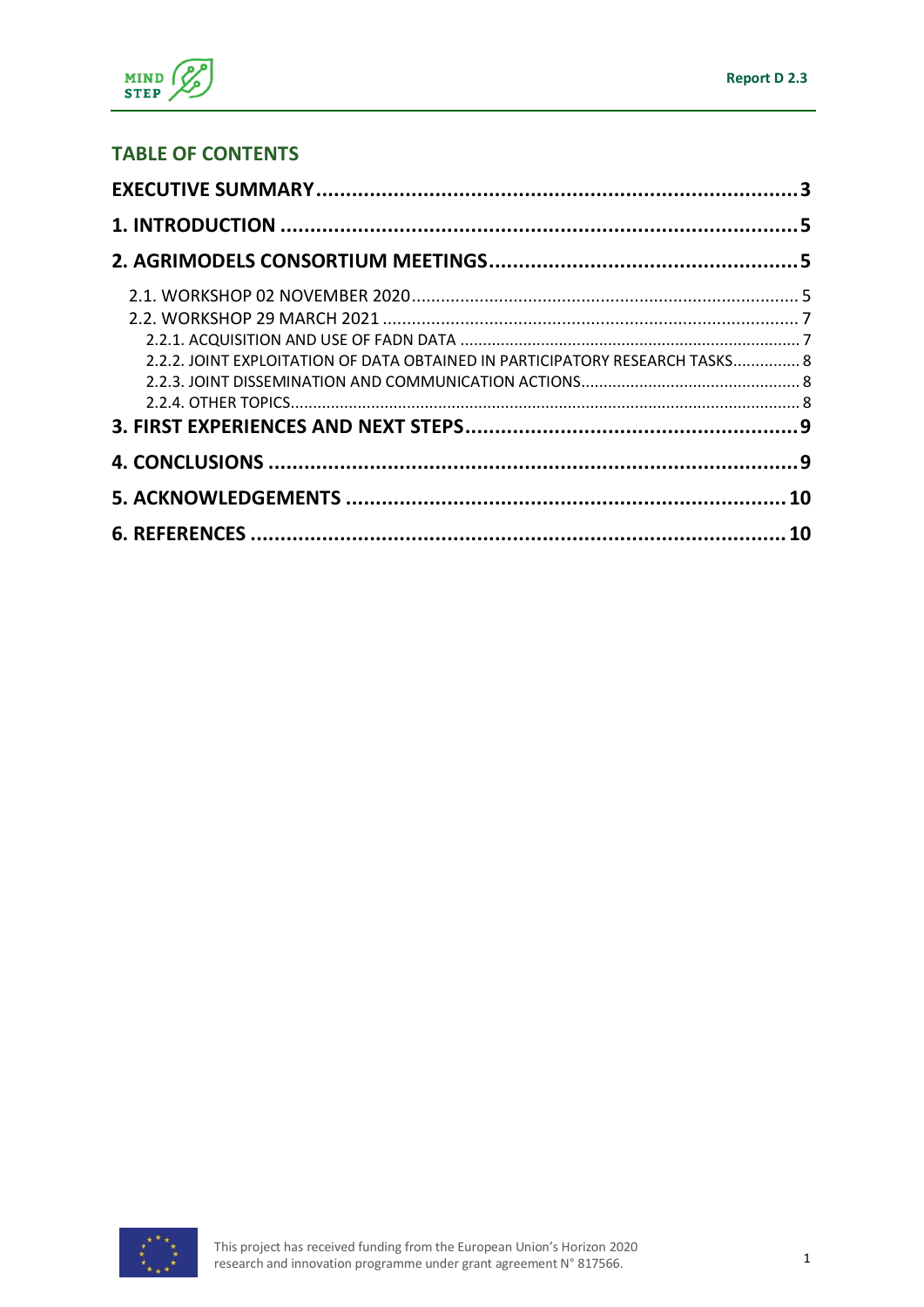## TABLE OF CONTENTS

**EXECUTIVE SUMMARY ... 3**

**1. INTRODUCTION ... 5**

**2. AGRIMODELS CONSORTIUM MEETINGS ... 5**

- 2.1. WORKSHOP 02 NOVEMBER 2020 ... 5
- 2.2. WORKSHOP 29 MARCH 2021 ... 7
  - 2.2.1. ACQUISITION AND USE OF FADN DATA ... 7
  - 2.2.2. JOINT EXPLOITATION OF DATA OBTAINED IN PARTICIPATORY RESEARCH TASKS ... 8
  - 2.2.3. JOINT DISSEMINATION AND COMMUNICATION ACTIONS ... 8
  - 2.2.4. OTHER TOPICS ... 8

**3. FIRST EXPERIENCES AND NEXT STEPS ... 9**

**4. CONCLUSIONS ... 9**

**5. ACKNOWLEDGEMENTS ... 10**

**6. REFERENCES ... 10**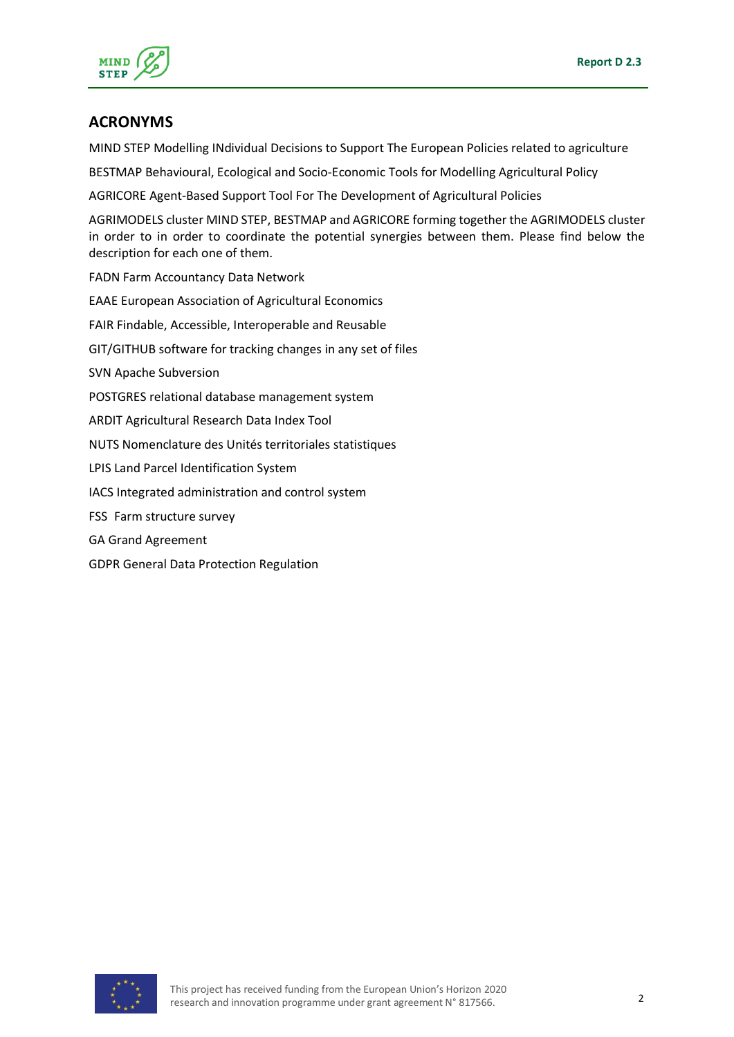## ACRONYMS

MIND STEP Modelling INdividual Decisions to Support The European Policies related to agriculture

BESTMAP Behavioural, Ecological and Socio-Economic Tools for Modelling Agricultural Policy

AGRICORE Agent-Based Support Tool For The Development of Agricultural Policies

AGRIMODELS cluster MIND STEP, BESTMAP and AGRICORE forming together the AGRIMODELS cluster in order to in order to coordinate the potential synergies between them. Please find below the description for each one of them.

FADN Farm Accountancy Data Network

EAAE European Association of Agricultural Economics

FAIR Findable, Accessible, Interoperable and Reusable

GIT/GITHUB software for tracking changes in any set of files

SVN Apache Subversion

POSTGRES relational database management system

ARDIT Agricultural Research Data Index Tool

NUTS Nomenclature des Unités territoriales statistiques

LPIS Land Parcel Identification System

IACS Integrated administration and control system

FSS Farm structure survey

GA Grand Agreement

GDPR General Data Protection Regulation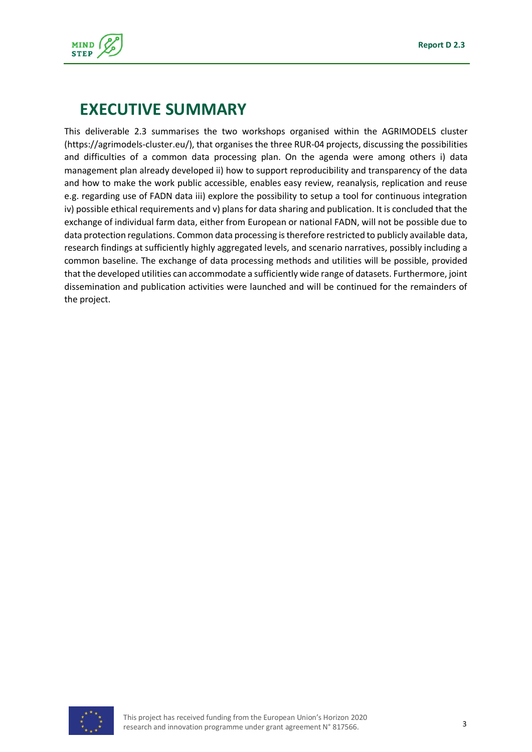# EXECUTIVE SUMMARY

This deliverable 2.3 summarises the two workshops organised within the AGRIMODELS cluster (https://agrimodels-cluster.eu/), that organises the three RUR-04 projects, discussing the possibilities and difficulties of a common data processing plan. On the agenda were among others i) data management plan already developed ii) how to support reproducibility and transparency of the data and how to make the work public accessible, enables easy review, reanalysis, replication and reuse e.g. regarding use of FADN data iii) explore the possibility to setup a tool for continuous integration iv) possible ethical requirements and v) plans for data sharing and publication. It is concluded that the exchange of individual farm data, either from European or national FADN, will not be possible due to data protection regulations. Common data processing is therefore restricted to publicly available data, research findings at sufficiently highly aggregated levels, and scenario narratives, possibly including a common baseline. The exchange of data processing methods and utilities will be possible, provided that the developed utilities can accommodate a sufficiently wide range of datasets. Furthermore, joint dissemination and publication activities were launched and will be continued for the remainders of the project.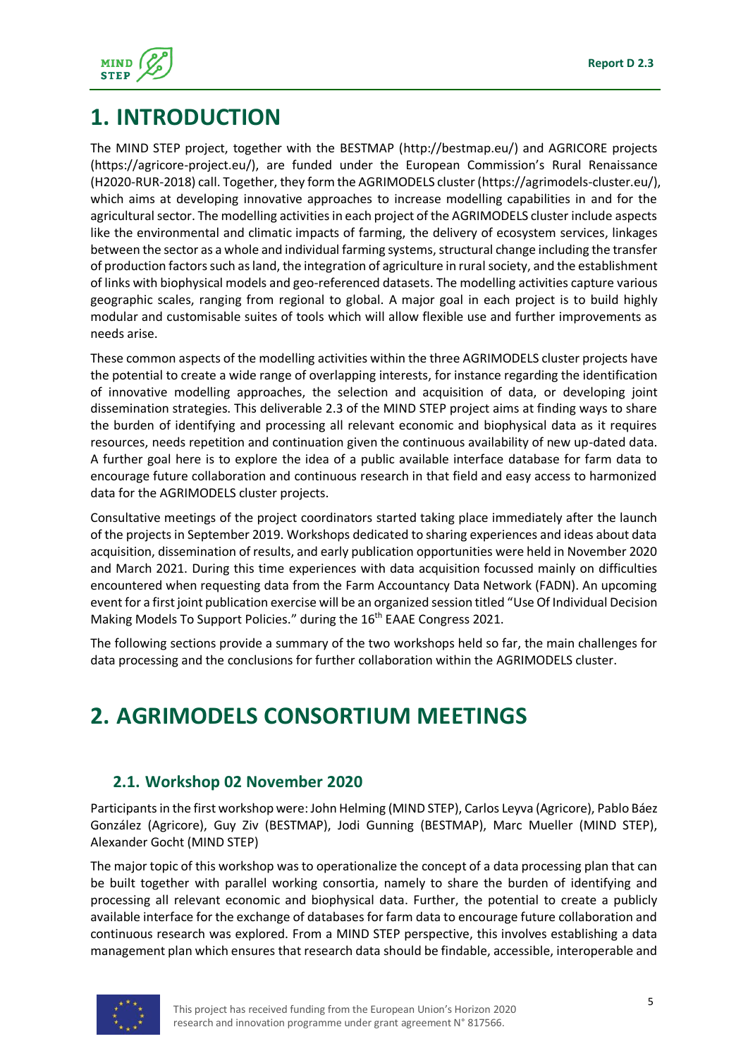# 1. INTRODUCTION

The MIND STEP project, together with the BESTMAP (http://bestmap.eu/) and AGRICORE projects (https://agricore-project.eu/), are funded under the European Commission's Rural Renaissance (H2020-RUR-2018) call. Together, they form the AGRIMODELS cluster (https://agrimodels-cluster.eu/), which aims at developing innovative approaches to increase modelling capabilities in and for the agricultural sector. The modelling activities in each project of the AGRIMODELS cluster include aspects like the environmental and climatic impacts of farming, the delivery of ecosystem services, linkages between the sector as a whole and individual farming systems, structural change including the transfer of production factors such as land, the integration of agriculture in rural society, and the establishment of links with biophysical models and geo-referenced datasets. The modelling activities capture various geographic scales, ranging from regional to global. A major goal in each project is to build highly modular and customisable suites of tools which will allow flexible use and further improvements as needs arise.

These common aspects of the modelling activities within the three AGRIMODELS cluster projects have the potential to create a wide range of overlapping interests, for instance regarding the identification of innovative modelling approaches, the selection and acquisition of data, or developing joint dissemination strategies. This deliverable 2.3 of the MIND STEP project aims at finding ways to share the burden of identifying and processing all relevant economic and biophysical data as it requires resources, needs repetition and continuation given the continuous availability of new up-dated data. A further goal here is to explore the idea of a public available interface database for farm data to encourage future collaboration and continuous research in that field and easy access to harmonized data for the AGRIMODELS cluster projects.

Consultative meetings of the project coordinators started taking place immediately after the launch of the projects in September 2019. Workshops dedicated to sharing experiences and ideas about data acquisition, dissemination of results, and early publication opportunities were held in November 2020 and March 2021. During this time experiences with data acquisition focussed mainly on difficulties encountered when requesting data from the Farm Accountancy Data Network (FADN). An upcoming event for a first joint publication exercise will be an organized session titled "Use Of Individual Decision Making Models To Support Policies." during the 16th EAAE Congress 2021.

The following sections provide a summary of the two workshops held so far, the main challenges for data processing and the conclusions for further collaboration within the AGRIMODELS cluster.

# 2. AGRIMODELS CONSORTIUM MEETINGS

## 2.1. Workshop 02 November 2020

Participants in the first workshop were: John Helming (MIND STEP), Carlos Leyva (Agricore), Pablo Báez González (Agricore), Guy Ziv (BESTMAP), Jodi Gunning (BESTMAP), Marc Mueller (MIND STEP), Alexander Gocht (MIND STEP)

The major topic of this workshop was to operationalize the concept of a data processing plan that can be built together with parallel working consortia, namely to share the burden of identifying and processing all relevant economic and biophysical data. Further, the potential to create a publicly available interface for the exchange of databases for farm data to encourage future collaboration and continuous research was explored. From a MIND STEP perspective, this involves establishing a data management plan which ensures that research data should be findable, accessible, interoperable and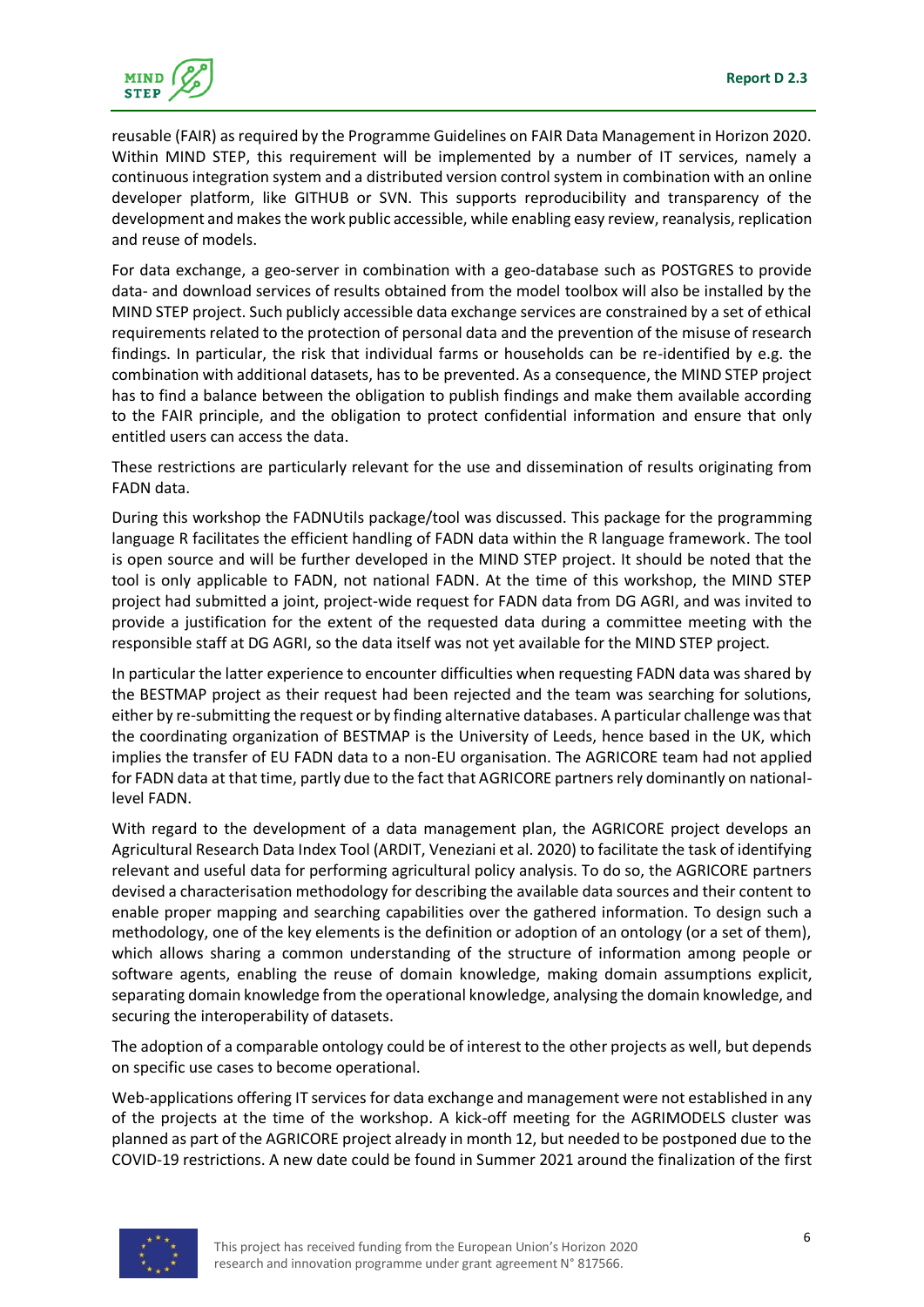reusable (FAIR) as required by the Programme Guidelines on FAIR Data Management in Horizon 2020. Within MIND STEP, this requirement will be implemented by a number of IT services, namely a continuous integration system and a distributed version control system in combination with an online developer platform, like GITHUB or SVN. This supports reproducibility and transparency of the development and makes the work public accessible, while enabling easy review, reanalysis, replication and reuse of models.

For data exchange, a geo-server in combination with a geo-database such as POSTGRES to provide data- and download services of results obtained from the model toolbox will also be installed by the MIND STEP project. Such publicly accessible data exchange services are constrained by a set of ethical requirements related to the protection of personal data and the prevention of the misuse of research findings. In particular, the risk that individual farms or households can be re-identified by e.g. the combination with additional datasets, has to be prevented. As a consequence, the MIND STEP project has to find a balance between the obligation to publish findings and make them available according to the FAIR principle, and the obligation to protect confidential information and ensure that only entitled users can access the data.

These restrictions are particularly relevant for the use and dissemination of results originating from FADN data.

During this workshop the FADNUtils package/tool was discussed. This package for the programming language R facilitates the efficient handling of FADN data within the R language framework. The tool is open source and will be further developed in the MIND STEP project. It should be noted that the tool is only applicable to FADN, not national FADN. At the time of this workshop, the MIND STEP project had submitted a joint, project-wide request for FADN data from DG AGRI, and was invited to provide a justification for the extent of the requested data during a committee meeting with the responsible staff at DG AGRI, so the data itself was not yet available for the MIND STEP project.

In particular the latter experience to encounter difficulties when requesting FADN data was shared by the BESTMAP project as their request had been rejected and the team was searching for solutions, either by re-submitting the request or by finding alternative databases. A particular challenge was that the coordinating organization of BESTMAP is the University of Leeds, hence based in the UK, which implies the transfer of EU FADN data to a non-EU organisation. The AGRICORE team had not applied for FADN data at that time, partly due to the fact that AGRICORE partners rely dominantly on national-level FADN.

With regard to the development of a data management plan, the AGRICORE project develops an Agricultural Research Data Index Tool (ARDIT, Veneziani et al. 2020) to facilitate the task of identifying relevant and useful data for performing agricultural policy analysis. To do so, the AGRICORE partners devised a characterisation methodology for describing the available data sources and their content to enable proper mapping and searching capabilities over the gathered information. To design such a methodology, one of the key elements is the definition or adoption of an ontology (or a set of them), which allows sharing a common understanding of the structure of information among people or software agents, enabling the reuse of domain knowledge, making domain assumptions explicit, separating domain knowledge from the operational knowledge, analysing the domain knowledge, and securing the interoperability of datasets.

The adoption of a comparable ontology could be of interest to the other projects as well, but depends on specific use cases to become operational.

Web-applications offering IT services for data exchange and management were not established in any of the projects at the time of the workshop. A kick-off meeting for the AGRIMODELS cluster was planned as part of the AGRICORE project already in month 12, but needed to be postponed due to the COVID-19 restrictions. A new date could be found in Summer 2021 around the finalization of the first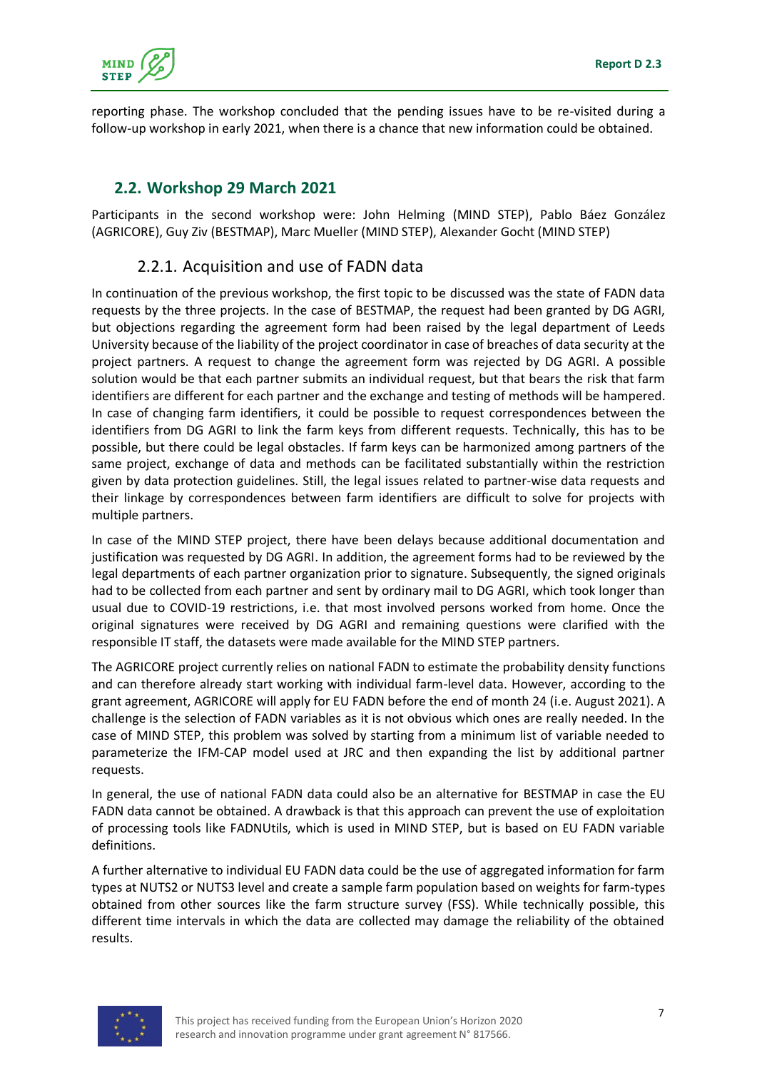reporting phase. The workshop concluded that the pending issues have to be re-visited during a follow-up workshop in early 2021, when there is a chance that new information could be obtained.

## 2.2. Workshop 29 March 2021

Participants in the second workshop were: John Helming (MIND STEP), Pablo Báez González (AGRICORE), Guy Ziv (BESTMAP), Marc Mueller (MIND STEP), Alexander Gocht (MIND STEP)

### 2.2.1. Acquisition and use of FADN data

In continuation of the previous workshop, the first topic to be discussed was the state of FADN data requests by the three projects. In the case of BESTMAP, the request had been granted by DG AGRI, but objections regarding the agreement form had been raised by the legal department of Leeds University because of the liability of the project coordinator in case of breaches of data security at the project partners. A request to change the agreement form was rejected by DG AGRI. A possible solution would be that each partner submits an individual request, but that bears the risk that farm identifiers are different for each partner and the exchange and testing of methods will be hampered. In case of changing farm identifiers, it could be possible to request correspondences between the identifiers from DG AGRI to link the farm keys from different requests. Technically, this has to be possible, but there could be legal obstacles. If farm keys can be harmonized among partners of the same project, exchange of data and methods can be facilitated substantially within the restriction given by data protection guidelines. Still, the legal issues related to partner-wise data requests and their linkage by correspondences between farm identifiers are difficult to solve for projects with multiple partners.

In case of the MIND STEP project, there have been delays because additional documentation and justification was requested by DG AGRI. In addition, the agreement forms had to be reviewed by the legal departments of each partner organization prior to signature. Subsequently, the signed originals had to be collected from each partner and sent by ordinary mail to DG AGRI, which took longer than usual due to COVID-19 restrictions, i.e. that most involved persons worked from home. Once the original signatures were received by DG AGRI and remaining questions were clarified with the responsible IT staff, the datasets were made available for the MIND STEP partners.

The AGRICORE project currently relies on national FADN to estimate the probability density functions and can therefore already start working with individual farm-level data. However, according to the grant agreement, AGRICORE will apply for EU FADN before the end of month 24 (i.e. August 2021). A challenge is the selection of FADN variables as it is not obvious which ones are really needed. In the case of MIND STEP, this problem was solved by starting from a minimum list of variable needed to parameterize the IFM-CAP model used at JRC and then expanding the list by additional partner requests.

In general, the use of national FADN data could also be an alternative for BESTMAP in case the EU FADN data cannot be obtained. A drawback is that this approach can prevent the use of exploitation of processing tools like FADNUtils, which is used in MIND STEP, but is based on EU FADN variable definitions.

A further alternative to individual EU FADN data could be the use of aggregated information for farm types at NUTS2 or NUTS3 level and create a sample farm population based on weights for farm-types obtained from other sources like the farm structure survey (FSS). While technically possible, this different time intervals in which the data are collected may damage the reliability of the obtained results.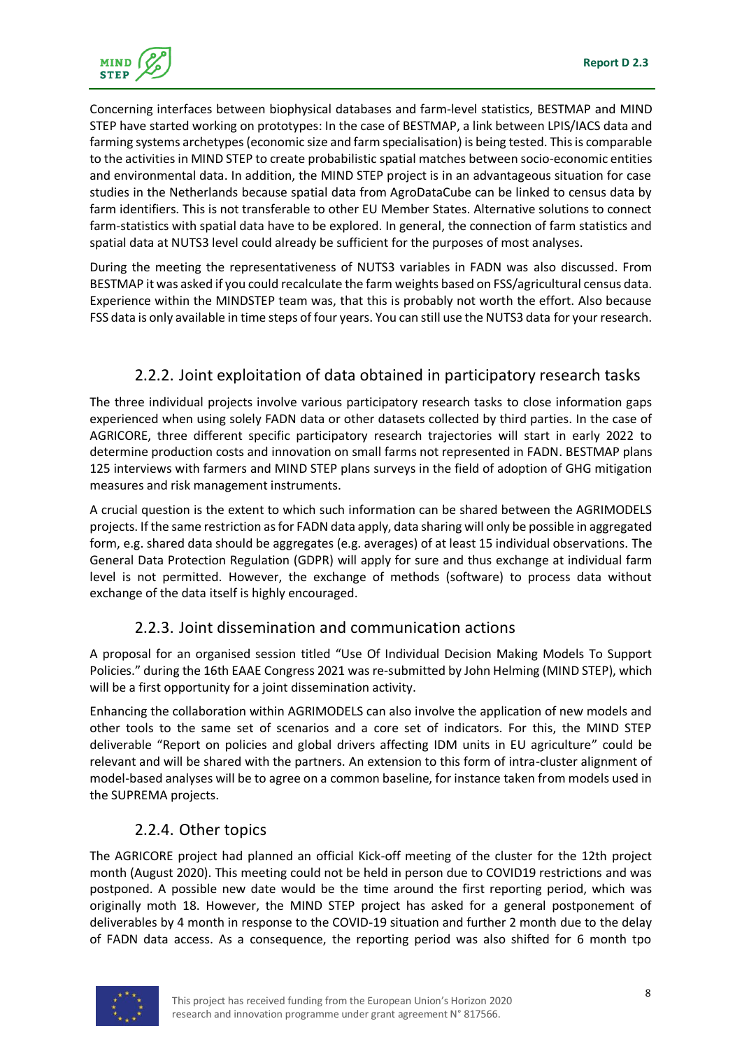Concerning interfaces between biophysical databases and farm-level statistics, BESTMAP and MIND STEP have started working on prototypes: In the case of BESTMAP, a link between LPIS/IACS data and farming systems archetypes (economic size and farm specialisation) is being tested. This is comparable to the activities in MIND STEP to create probabilistic spatial matches between socio-economic entities and environmental data. In addition, the MIND STEP project is in an advantageous situation for case studies in the Netherlands because spatial data from AgroDataCube can be linked to census data by farm identifiers. This is not transferable to other EU Member States. Alternative solutions to connect farm-statistics with spatial data have to be explored. In general, the connection of farm statistics and spatial data at NUTS3 level could already be sufficient for the purposes of most analyses.

During the meeting the representativeness of NUTS3 variables in FADN was also discussed. From BESTMAP it was asked if you could recalculate the farm weights based on FSS/agricultural census data. Experience within the MINDSTEP team was, that this is probably not worth the effort. Also because FSS data is only available in time steps of four years. You can still use the NUTS3 data for your research.

### 2.2.2. Joint exploitation of data obtained in participatory research tasks

The three individual projects involve various participatory research tasks to close information gaps experienced when using solely FADN data or other datasets collected by third parties. In the case of AGRICORE, three different specific participatory research trajectories will start in early 2022 to determine production costs and innovation on small farms not represented in FADN. BESTMAP plans 125 interviews with farmers and MIND STEP plans surveys in the field of adoption of GHG mitigation measures and risk management instruments.

A crucial question is the extent to which such information can be shared between the AGRIMODELS projects. If the same restriction as for FADN data apply, data sharing will only be possible in aggregated form, e.g. shared data should be aggregates (e.g. averages) of at least 15 individual observations. The General Data Protection Regulation (GDPR) will apply for sure and thus exchange at individual farm level is not permitted. However, the exchange of methods (software) to process data without exchange of the data itself is highly encouraged.

### 2.2.3. Joint dissemination and communication actions

A proposal for an organised session titled "Use Of Individual Decision Making Models To Support Policies." during the 16th EAAE Congress 2021 was re-submitted by John Helming (MIND STEP), which will be a first opportunity for a joint dissemination activity.

Enhancing the collaboration within AGRIMODELS can also involve the application of new models and other tools to the same set of scenarios and a core set of indicators. For this, the MIND STEP deliverable "Report on policies and global drivers affecting IDM units in EU agriculture" could be relevant and will be shared with the partners. An extension to this form of intra-cluster alignment of model-based analyses will be to agree on a common baseline, for instance taken from models used in the SUPREMA projects.

### 2.2.4. Other topics

The AGRICORE project had planned an official Kick-off meeting of the cluster for the 12th project month (August 2020). This meeting could not be held in person due to COVID19 restrictions and was postponed. A possible new date would be the time around the first reporting period, which was originally moth 18. However, the MIND STEP project has asked for a general postponement of deliverables by 4 month in response to the COVID-19 situation and further 2 month due to the delay of FADN data access. As a consequence, the reporting period was also shifted for 6 month tpo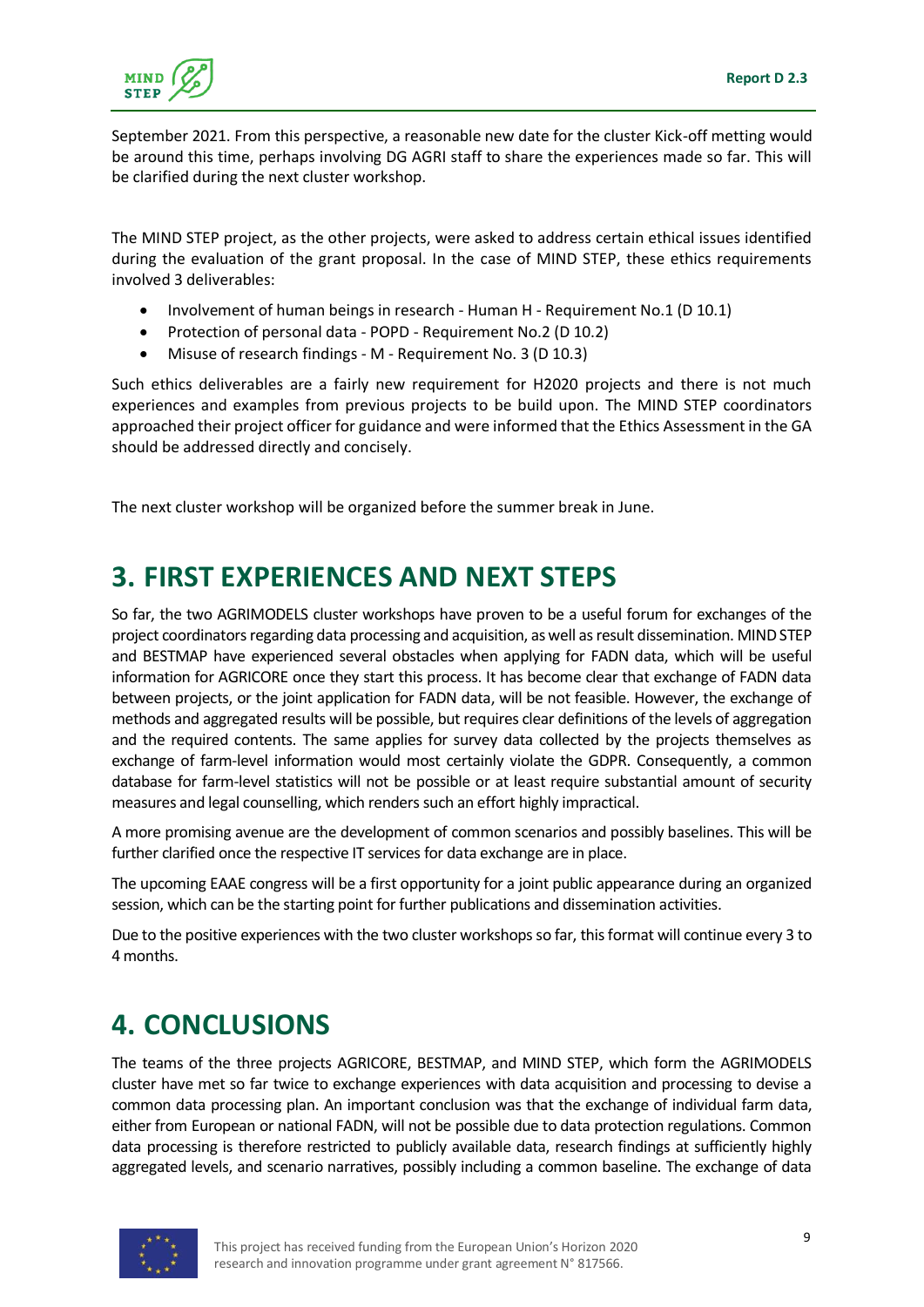September 2021. From this perspective, a reasonable new date for the cluster Kick-off metting would be around this time, perhaps involving DG AGRI staff to share the experiences made so far. This will be clarified during the next cluster workshop.

The MIND STEP project, as the other projects, were asked to address certain ethical issues identified during the evaluation of the grant proposal. In the case of MIND STEP, these ethics requirements involved 3 deliverables:

- Involvement of human beings in research - Human H - Requirement No.1 (D 10.1)
- Protection of personal data - POPD - Requirement No.2 (D 10.2)
- Misuse of research findings - M - Requirement No. 3 (D 10.3)

Such ethics deliverables are a fairly new requirement for H2020 projects and there is not much experiences and examples from previous projects to be build upon. The MIND STEP coordinators approached their project officer for guidance and were informed that the Ethics Assessment in the GA should be addressed directly and concisely.

The next cluster workshop will be organized before the summer break in June.

# 3. FIRST EXPERIENCES AND NEXT STEPS

So far, the two AGRIMODELS cluster workshops have proven to be a useful forum for exchanges of the project coordinators regarding data processing and acquisition, as well as result dissemination. MIND STEP and BESTMAP have experienced several obstacles when applying for FADN data, which will be useful information for AGRICORE once they start this process. It has become clear that exchange of FADN data between projects, or the joint application for FADN data, will be not feasible. However, the exchange of methods and aggregated results will be possible, but requires clear definitions of the levels of aggregation and the required contents. The same applies for survey data collected by the projects themselves as exchange of farm-level information would most certainly violate the GDPR. Consequently, a common database for farm-level statistics will not be possible or at least require substantial amount of security measures and legal counselling, which renders such an effort highly impractical.

A more promising avenue are the development of common scenarios and possibly baselines. This will be further clarified once the respective IT services for data exchange are in place.

The upcoming EAAE congress will be a first opportunity for a joint public appearance during an organized session, which can be the starting point for further publications and dissemination activities.

Due to the positive experiences with the two cluster workshops so far, this format will continue every 3 to 4 months.

# 4. CONCLUSIONS

The teams of the three projects AGRICORE, BESTMAP, and MIND STEP, which form the AGRIMODELS cluster have met so far twice to exchange experiences with data acquisition and processing to devise a common data processing plan. An important conclusion was that the exchange of individual farm data, either from European or national FADN, will not be possible due to data protection regulations. Common data processing is therefore restricted to publicly available data, research findings at sufficiently highly aggregated levels, and scenario narratives, possibly including a common baseline. The exchange of data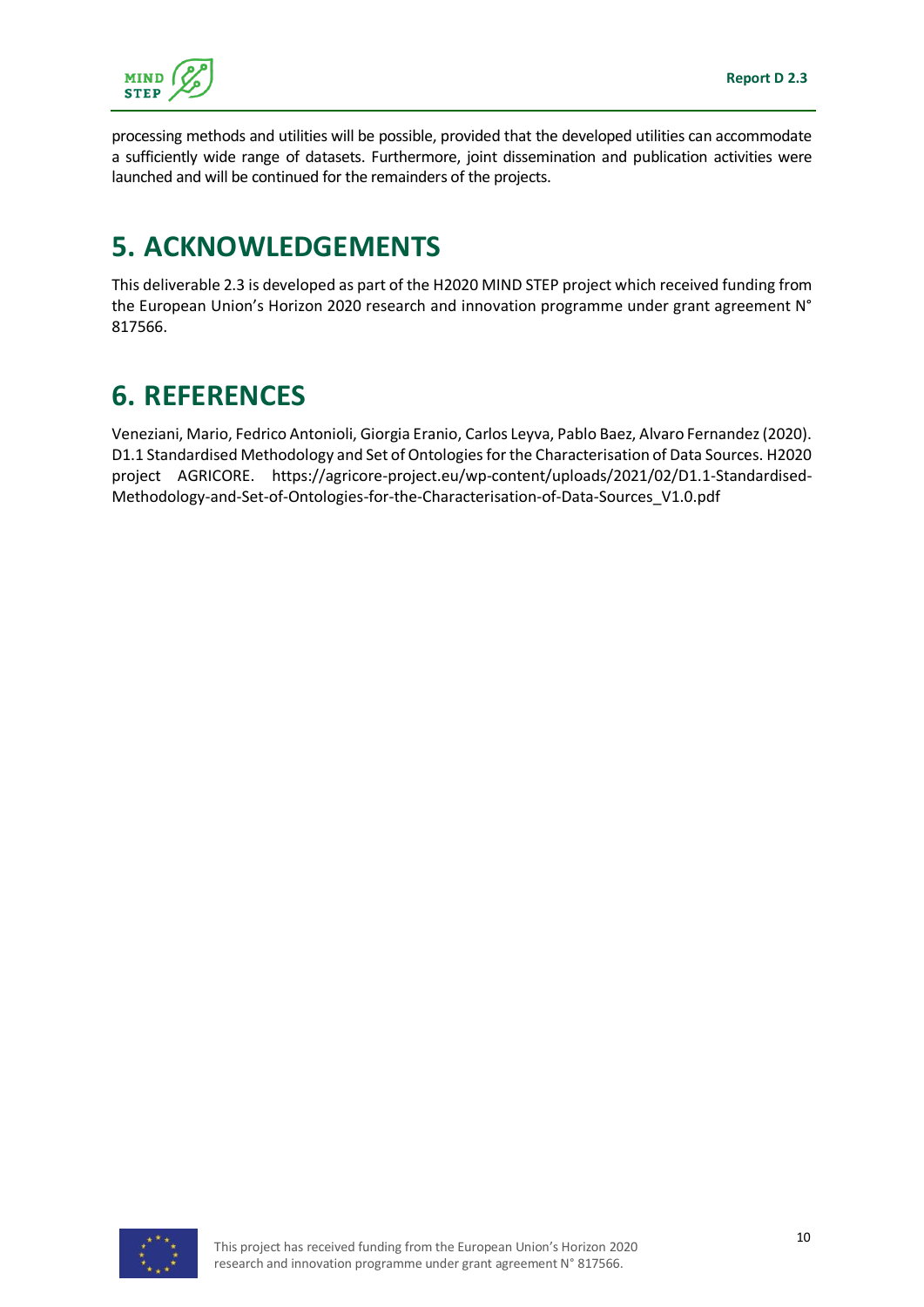processing methods and utilities will be possible, provided that the developed utilities can accommodate a sufficiently wide range of datasets. Furthermore, joint dissemination and publication activities were launched and will be continued for the remainders of the projects.

# 5. ACKNOWLEDGEMENTS

This deliverable 2.3 is developed as part of the H2020 MIND STEP project which received funding from the European Union's Horizon 2020 research and innovation programme under grant agreement N° 817566.

# 6. REFERENCES

Veneziani, Mario, Fedrico Antonioli, Giorgia Eranio, Carlos Leyva, Pablo Baez, Alvaro Fernandez (2020). D1.1 Standardised Methodology and Set of Ontologies for the Characterisation of Data Sources. H2020 project AGRICORE. https://agricore-project.eu/wp-content/uploads/2021/02/D1.1-Standardised-Methodology-and-Set-of-Ontologies-for-the-Characterisation-of-Data-Sources_V1.0.pdf